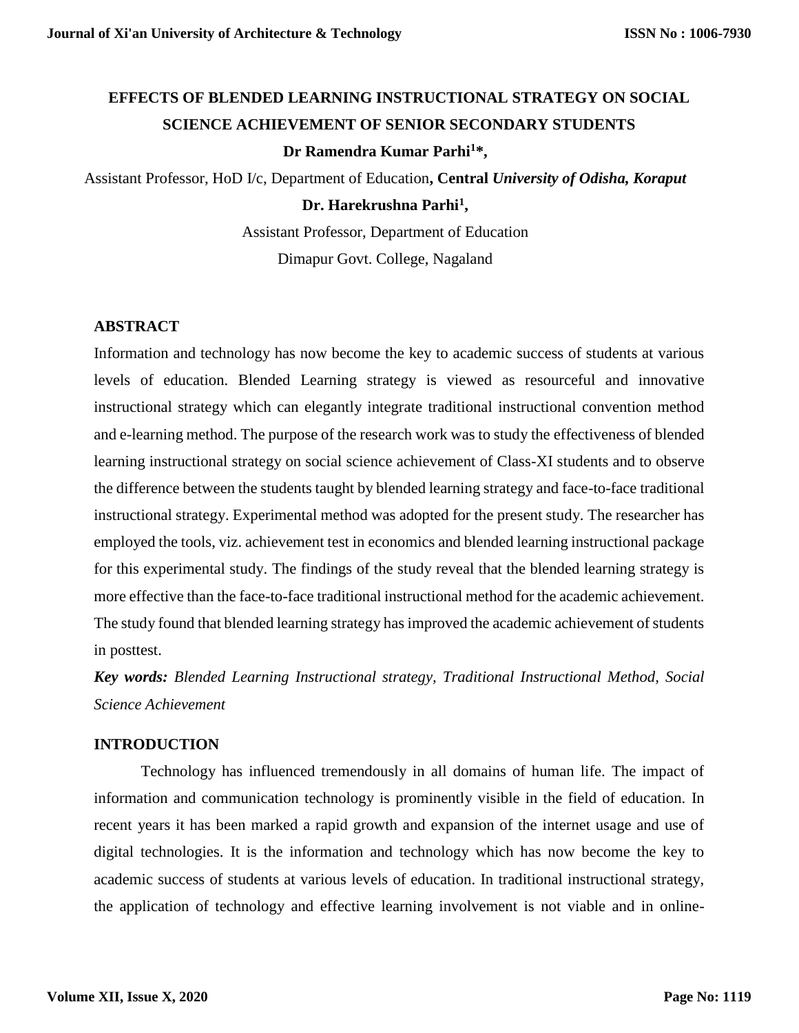# EFFECTS OF BLENDED LEARNING INSTRUCTIONAL STRATEGY ON SOCIAL SCIENCE ACHIEVEMENT OF SENIOR SECONDARY STUDENTS

**Dr Ramendra Kumar Parhi[1]*,**

Assistant Professor, HoD I/c, Department of Education**, Central** ***University of Odisha, Koraput***

**Dr. Harekrushna Parhi[1],**

Assistant Professor, Department of Education

Dimapur Govt. College, Nagaland

## ABSTRACT

Information and technology has now become the key to academic success of students at various levels of education. Blended Learning strategy is viewed as resourceful and innovative instructional strategy which can elegantly integrate traditional instructional convention method and e-learning method. The purpose of the research work was to study the effectiveness of blended learning instructional strategy on social science achievement of Class-XI students and to observe the difference between the students taught by blended learning strategy and face-to-face traditional instructional strategy. Experimental method was adopted for the present study. The researcher has employed the tools, viz. achievement test in economics and blended learning instructional package for this experimental study. The findings of the study reveal that the blended learning strategy is more effective than the face-to-face traditional instructional method for the academic achievement. The study found that blended learning strategy has improved the academic achievement of students in posttest.

***Key words:*** *Blended Learning Instructional strategy, Traditional Instructional Method, Social Science Achievement*

## INTRODUCTION

Technology has influenced tremendously in all domains of human life. The impact of information and communication technology is prominently visible in the field of education. In recent years it has been marked a rapid growth and expansion of the internet usage and use of digital technologies. It is the information and technology which has now become the key to academic success of students at various levels of education. In traditional instructional strategy, the application of technology and effective learning involvement is not viable and in online-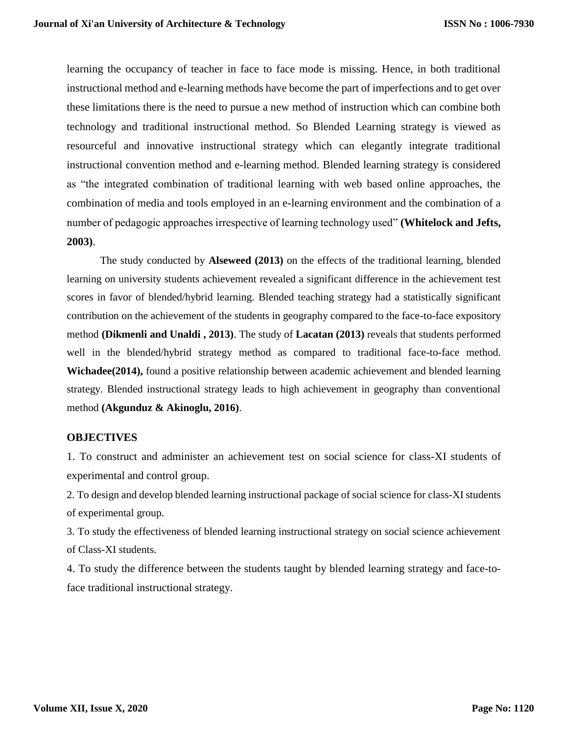learning the occupancy of teacher in face to face mode is missing. Hence, in both traditional instructional method and e-learning methods have become the part of imperfections and to get over these limitations there is the need to pursue a new method of instruction which can combine both technology and traditional instructional method. So Blended Learning strategy is viewed as resourceful and innovative instructional strategy which can elegantly integrate traditional instructional convention method and e-learning method. Blended learning strategy is considered as "the integrated combination of traditional learning with web based online approaches, the combination of media and tools employed in an e-learning environment and the combination of a number of pedagogic approaches irrespective of learning technology used" **(Whitelock and Jefts, 2003)**.

The study conducted by **Alseweed (2013)** on the effects of the traditional learning, blended learning on university students achievement revealed a significant difference in the achievement test scores in favor of blended/hybrid learning. Blended teaching strategy had a statistically significant contribution on the achievement of the students in geography compared to the face-to-face expository method **(Dikmenli and Unaldi , 2013)**. The study of **Lacatan (2013)** reveals that students performed well in the blended/hybrid strategy method as compared to traditional face-to-face method. **Wichadee(2014),** found a positive relationship between academic achievement and blended learning strategy. Blended instructional strategy leads to high achievement in geography than conventional method **(Akgunduz & Akinoglu, 2016)**.

## OBJECTIVES

1. To construct and administer an achievement test on social science for class-XI students of experimental and control group.
2. To design and develop blended learning instructional package of social science for class-XI students of experimental group.
3. To study the effectiveness of blended learning instructional strategy on social science achievement of Class-XI students.
4. To study the difference between the students taught by blended learning strategy and face-to-face traditional instructional strategy.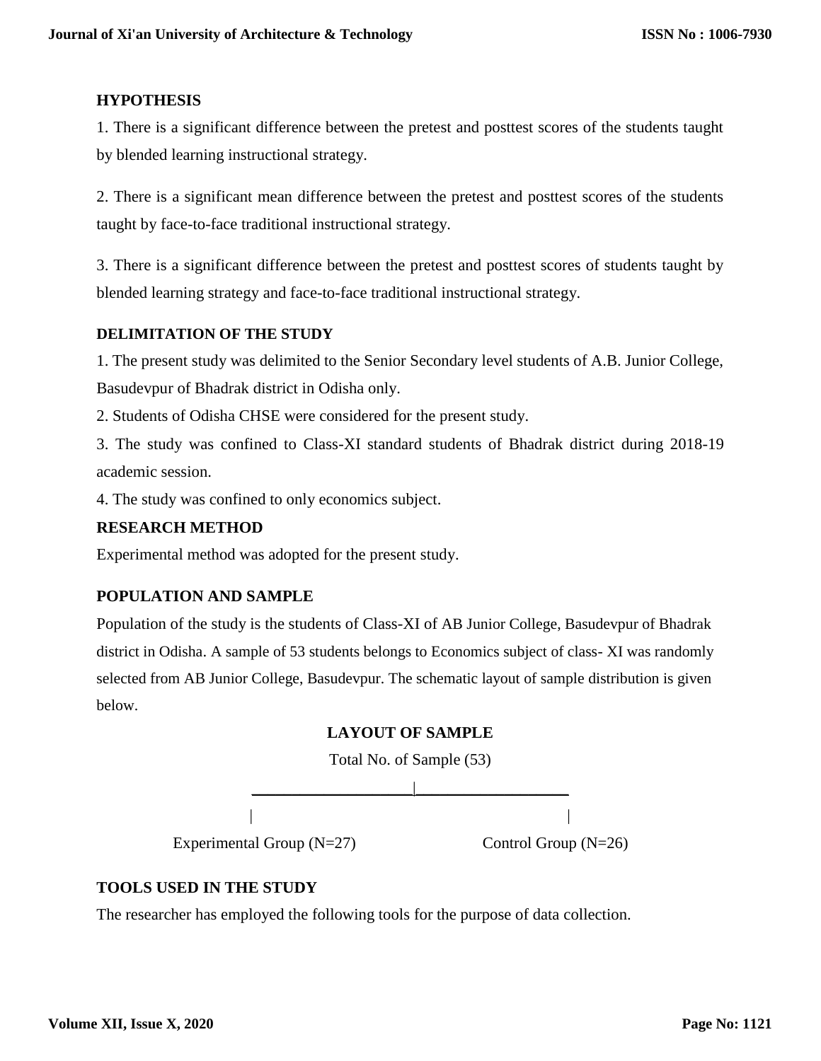## HYPOTHESIS

1. There is a significant difference between the pretest and posttest scores of the students taught by blended learning instructional strategy.

2. There is a significant mean difference between the pretest and posttest scores of the students taught by face-to-face traditional instructional strategy.

3. There is a significant difference between the pretest and posttest scores of students taught by blended learning strategy and face-to-face traditional instructional strategy.

## DELIMITATION OF THE STUDY

1. The present study was delimited to the Senior Secondary level students of A.B. Junior College, Basudevpur of Bhadrak district in Odisha only.
2. Students of Odisha CHSE were considered for the present study.
3. The study was confined to Class-XI standard students of Bhadrak district during 2018-19 academic session.
4. The study was confined to only economics subject.

## RESEARCH METHOD

Experimental method was adopted for the present study.

## POPULATION AND SAMPLE

Population of the study is the students of Class-XI of AB Junior College, Basudevpur of Bhadrak district in Odisha. A sample of 53 students belongs to Economics subject of class- XI was randomly selected from AB Junior College, Basudevpur. The schematic layout of sample distribution is given below.

**LAYOUT OF SAMPLE**

Total No. of Sample (53)

Experimental Group (N=27) &nbsp;&nbsp;&nbsp;&nbsp;&nbsp;&nbsp;&nbsp;&nbsp; Control Group (N=26)

## TOOLS USED IN THE STUDY

The researcher has employed the following tools for the purpose of data collection.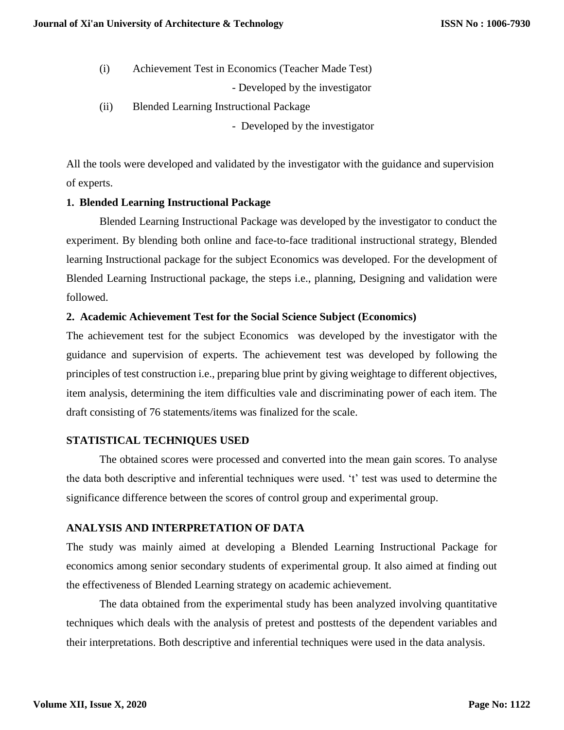(i) Achievement Test in Economics (Teacher Made Test)

- Developed by the investigator

(ii) Blended Learning Instructional Package

- Developed by the investigator

All the tools were developed and validated by the investigator with the guidance and supervision of experts.

**1. Blended Learning Instructional Package**

Blended Learning Instructional Package was developed by the investigator to conduct the experiment. By blending both online and face-to-face traditional instructional strategy, Blended learning Instructional package for the subject Economics was developed. For the development of Blended Learning Instructional package, the steps i.e., planning, Designing and validation were followed.

**2. Academic Achievement Test for the Social Science Subject (Economics)**

The achievement test for the subject Economics was developed by the investigator with the guidance and supervision of experts. The achievement test was developed by following the principles of test construction i.e., preparing blue print by giving weightage to different objectives, item analysis, determining the item difficulties vale and discriminating power of each item. The draft consisting of 76 statements/items was finalized for the scale.

## STATISTICAL TECHNIQUES USED

The obtained scores were processed and converted into the mean gain scores. To analyse the data both descriptive and inferential techniques were used. 't' test was used to determine the significance difference between the scores of control group and experimental group.

## ANALYSIS AND INTERPRETATION OF DATA

The study was mainly aimed at developing a Blended Learning Instructional Package for economics among senior secondary students of experimental group. It also aimed at finding out the effectiveness of Blended Learning strategy on academic achievement.

The data obtained from the experimental study has been analyzed involving quantitative techniques which deals with the analysis of pretest and posttests of the dependent variables and their interpretations. Both descriptive and inferential techniques were used in the data analysis.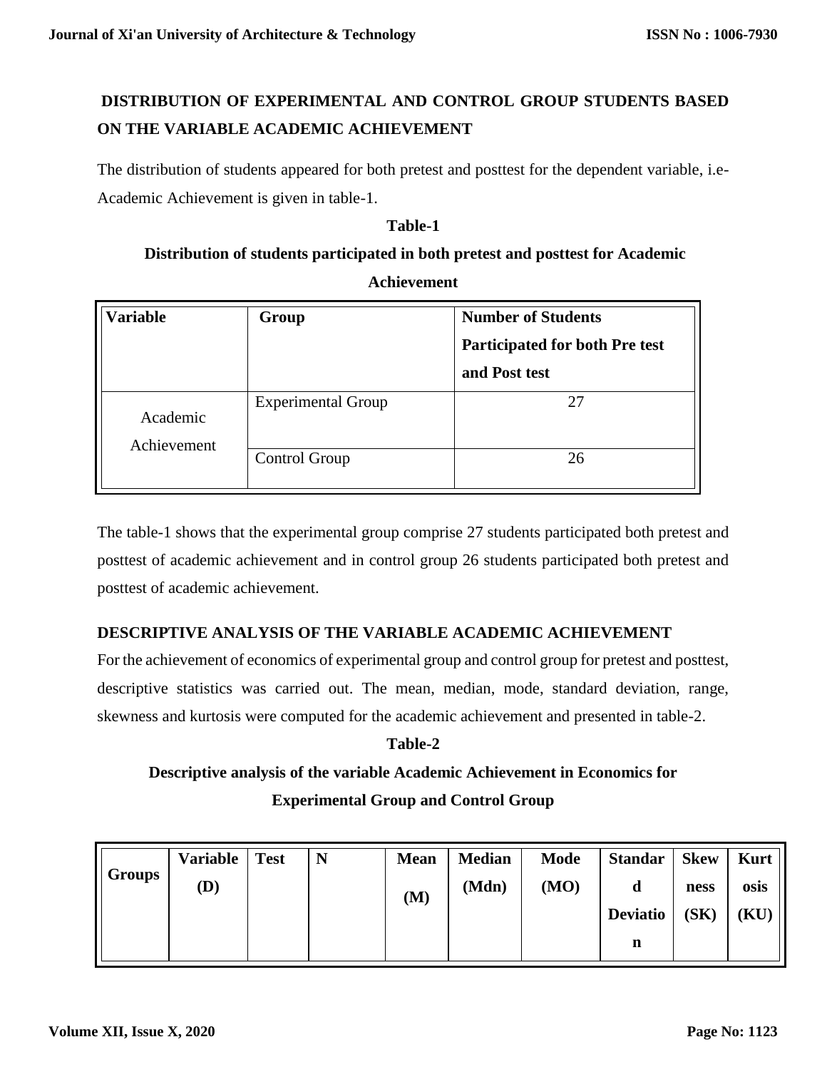## DISTRIBUTION OF EXPERIMENTAL AND CONTROL GROUP STUDENTS BASED ON THE VARIABLE ACADEMIC ACHIEVEMENT

The distribution of students appeared for both pretest and posttest for the dependent variable, i.e- Academic Achievement is given in table-1.

**Table-1**

**Distribution of students participated in both pretest and posttest for Academic Achievement**

| Variable | Group | Number of Students Participated for both Pre test and Post test |
|---|---|---|
| Academic Achievement | Experimental Group | 27 |
| | Control Group | 26 |

The table-1 shows that the experimental group comprise 27 students participated both pretest and posttest of academic achievement and in control group 26 students participated both pretest and posttest of academic achievement.

## DESCRIPTIVE ANALYSIS OF THE VARIABLE ACADEMIC ACHIEVEMENT

For the achievement of economics of experimental group and control group for pretest and posttest, descriptive statistics was carried out. The mean, median, mode, standard deviation, range, skewness and kurtosis were computed for the academic achievement and presented in table-2.

**Table-2**

**Descriptive analysis of the variable Academic Achievement in Economics for Experimental Group and Control Group**

| Groups | Variable (D) | Test | N | Mean (M) | Median (Mdn) | Mode (MO) | Standard Deviation | Skewness (SK) | Kurtosis (KU) |
|---|---|---|---|---|---|---|---|---|---|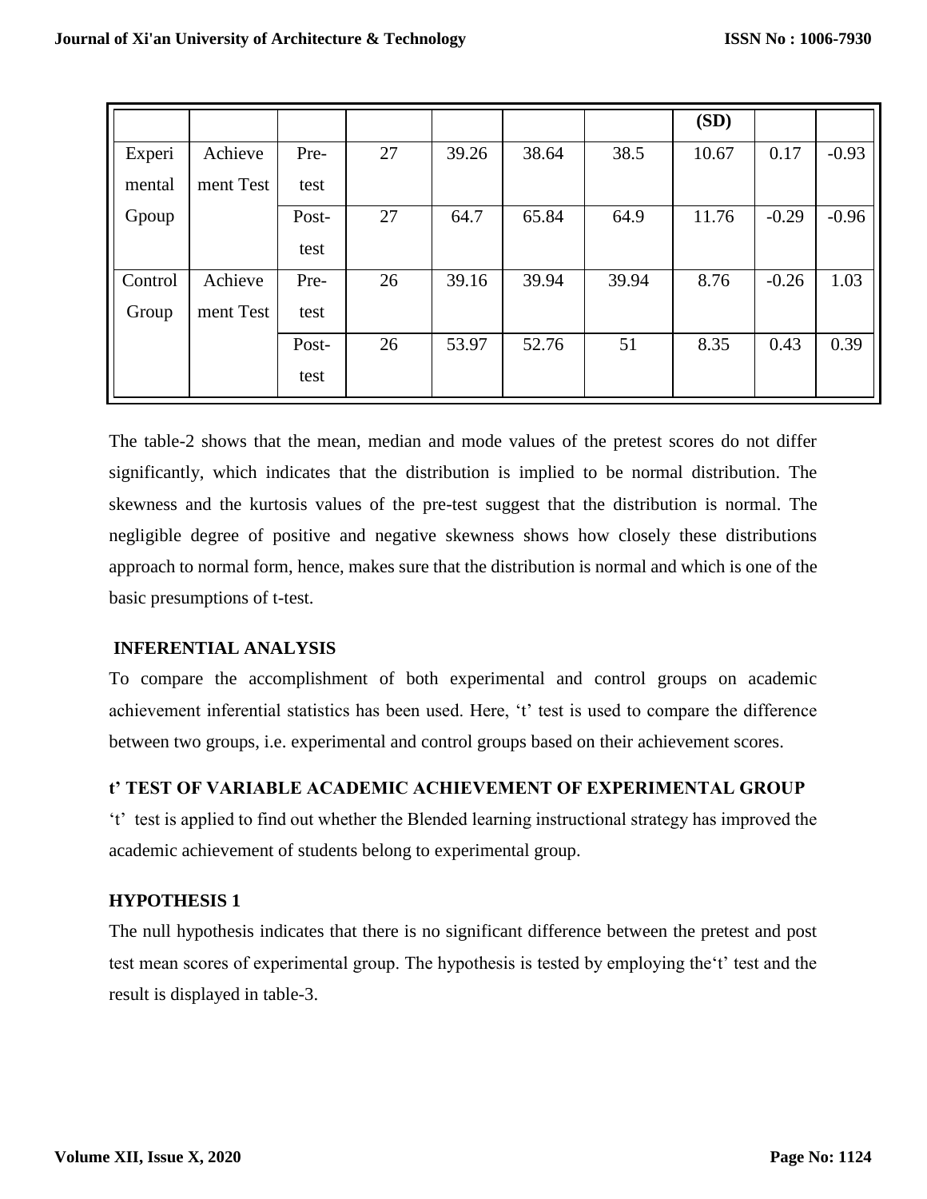| | | | | | | | (SD) | | |
|---|---|---|---|---|---|---|---|---|---|
| Experimental Gpoup | Achievement Test | Pre-test | 27 | 39.26 | 38.64 | 38.5 | 10.67 | 0.17 | -0.93 |
| | | Post-test | 27 | 64.7 | 65.84 | 64.9 | 11.76 | -0.29 | -0.96 |
| Control Group | Achievement Test | Pre-test | 26 | 39.16 | 39.94 | 39.94 | 8.76 | -0.26 | 1.03 |
| | | Post-test | 26 | 53.97 | 52.76 | 51 | 8.35 | 0.43 | 0.39 |

The table-2 shows that the mean, median and mode values of the pretest scores do not differ significantly, which indicates that the distribution is implied to be normal distribution. The skewness and the kurtosis values of the pre-test suggest that the distribution is normal. The negligible degree of positive and negative skewness shows how closely these distributions approach to normal form, hence, makes sure that the distribution is normal and which is one of the basic presumptions of t-test.

## INFERENTIAL ANALYSIS

To compare the accomplishment of both experimental and control groups on academic achievement inferential statistics has been used. Here, 't' test is used to compare the difference between two groups, i.e. experimental and control groups based on their achievement scores.

### t' TEST OF VARIABLE ACADEMIC ACHIEVEMENT OF EXPERIMENTAL GROUP

't' test is applied to find out whether the Blended learning instructional strategy has improved the academic achievement of students belong to experimental group.

### HYPOTHESIS 1

The null hypothesis indicates that there is no significant difference between the pretest and post test mean scores of experimental group. The hypothesis is tested by employing the't' test and the result is displayed in table-3.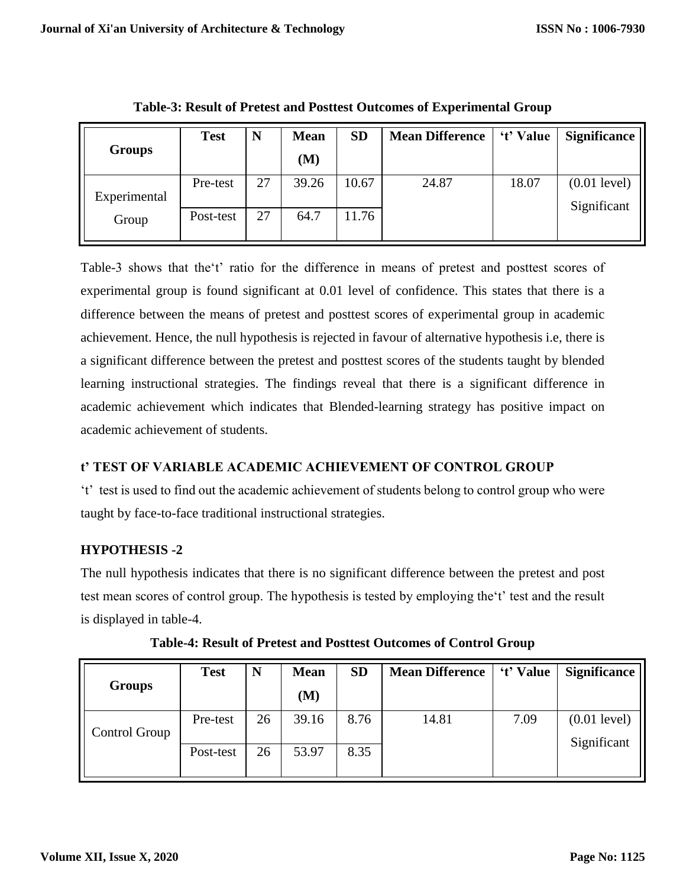**Table-3: Result of Pretest and Posttest Outcomes of Experimental Group**

| Groups | Test | N | Mean (M) | SD | Mean Difference | 't' Value | Significance |
|---|---|---|---|---|---|---|---|
| Experimental Group | Pre-test | 27 | 39.26 | 10.67 | 24.87 | 18.07 | (0.01 level) Significant |
| | Post-test | 27 | 64.7 | 11.76 | | | |

Table-3 shows that the't' ratio for the difference in means of pretest and posttest scores of experimental group is found significant at 0.01 level of confidence. This states that there is a difference between the means of pretest and posttest scores of experimental group in academic achievement. Hence, the null hypothesis is rejected in favour of alternative hypothesis i.e, there is a significant difference between the pretest and posttest scores of the students taught by blended learning instructional strategies. The findings reveal that there is a significant difference in academic achievement which indicates that Blended-learning strategy has positive impact on academic achievement of students.

### t' TEST OF VARIABLE ACADEMIC ACHIEVEMENT OF CONTROL GROUP

't' test is used to find out the academic achievement of students belong to control group who were taught by face-to-face traditional instructional strategies.

### HYPOTHESIS -2

The null hypothesis indicates that there is no significant difference between the pretest and post test mean scores of control group. The hypothesis is tested by employing the't' test and the result is displayed in table-4.

**Table-4: Result of Pretest and Posttest Outcomes of Control Group**

| Groups | Test | N | Mean (M) | SD | Mean Difference | 't' Value | Significance |
|---|---|---|---|---|---|---|---|
| Control Group | Pre-test | 26 | 39.16 | 8.76 | 14.81 | 7.09 | (0.01 level) Significant |
| | Post-test | 26 | 53.97 | 8.35 | | | |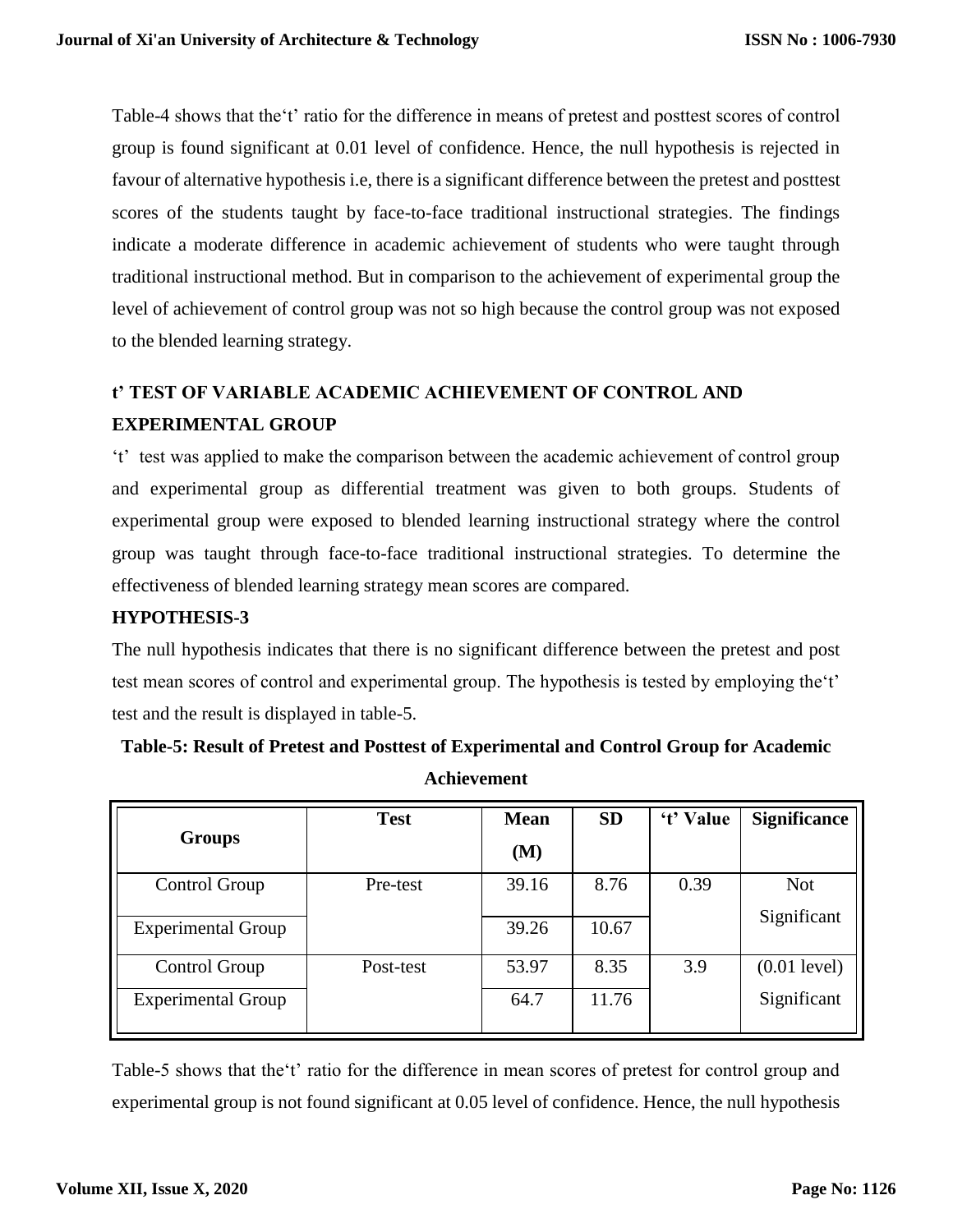Table-4 shows that the'‘t’ ratio for the difference in means of pretest and posttest scores of control group is found significant at 0.01 level of confidence. Hence, the null hypothesis is rejected in favour of alternative hypothesis i.e, there is a significant difference between the pretest and posttest scores of the students taught by face-to-face traditional instructional strategies. The findings indicate a moderate difference in academic achievement of students who were taught through traditional instructional method. But in comparison to the achievement of experimental group the level of achievement of control group was not so high because the control group was not exposed to the blended learning strategy.

## t’ TEST OF VARIABLE ACADEMIC ACHIEVEMENT OF CONTROL AND EXPERIMENTAL GROUP

‘t’ test was applied to make the comparison between the academic achievement of control group and experimental group as differential treatment was given to both groups. Students of experimental group were exposed to blended learning instructional strategy where the control group was taught through face-to-face traditional instructional strategies. To determine the effectiveness of blended learning strategy mean scores are compared.

### HYPOTHESIS-3

The null hypothesis indicates that there is no significant difference between the pretest and post test mean scores of control and experimental group. The hypothesis is tested by employing the‘t’ test and the result is displayed in table-5.

**Table-5: Result of Pretest and Posttest of Experimental and Control Group for Academic Achievement**

| Groups | Test | Mean (M) | SD | ‘t’ Value | Significance |
|---|---|---|---|---|---|
| Control Group | Pre-test | 39.16 | 8.76 | 0.39 | Not Significant |
| Experimental Group | | 39.26 | 10.67 | | |
| Control Group | Post-test | 53.97 | 8.35 | 3.9 | (0.01 level) Significant |
| Experimental Group | | 64.7 | 11.76 | | |

Table-5 shows that the‘t’ ratio for the difference in mean scores of pretest for control group and experimental group is not found significant at 0.05 level of confidence. Hence, the null hypothesis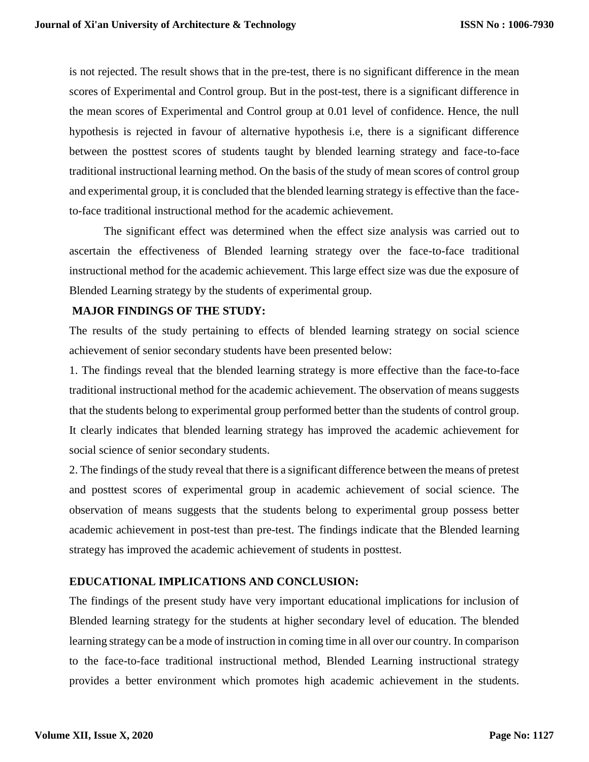is not rejected. The result shows that in the pre-test, there is no significant difference in the mean scores of Experimental and Control group. But in the post-test, there is a significant difference in the mean scores of Experimental and Control group at 0.01 level of confidence. Hence, the null hypothesis is rejected in favour of alternative hypothesis i.e, there is a significant difference between the posttest scores of students taught by blended learning strategy and face-to-face traditional instructional learning method. On the basis of the study of mean scores of control group and experimental group, it is concluded that the blended learning strategy is effective than the face-to-face traditional instructional method for the academic achievement.

The significant effect was determined when the effect size analysis was carried out to ascertain the effectiveness of Blended learning strategy over the face-to-face traditional instructional method for the academic achievement. This large effect size was due the exposure of Blended Learning strategy by the students of experimental group.

## MAJOR FINDINGS OF THE STUDY:

The results of the study pertaining to effects of blended learning strategy on social science achievement of senior secondary students have been presented below:

1. The findings reveal that the blended learning strategy is more effective than the face-to-face traditional instructional method for the academic achievement. The observation of means suggests that the students belong to experimental group performed better than the students of control group. It clearly indicates that blended learning strategy has improved the academic achievement for social science of senior secondary students.
2. The findings of the study reveal that there is a significant difference between the means of pretest and posttest scores of experimental group in academic achievement of social science. The observation of means suggests that the students belong to experimental group possess better academic achievement in post-test than pre-test. The findings indicate that the Blended learning strategy has improved the academic achievement of students in posttest.

## EDUCATIONAL IMPLICATIONS AND CONCLUSION:

The findings of the present study have very important educational implications for inclusion of Blended learning strategy for the students at higher secondary level of education. The blended learning strategy can be a mode of instruction in coming time in all over our country. In comparison to the face-to-face traditional instructional method, Blended Learning instructional strategy provides a better environment which promotes high academic achievement in the students.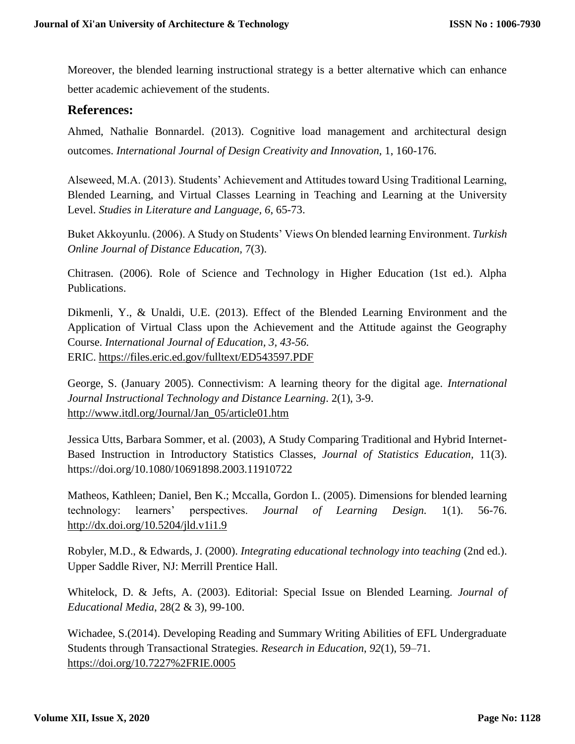Moreover, the blended learning instructional strategy is a better alternative which can enhance better academic achievement of the students.

## References:

Ahmed, Nathalie Bonnardel. (2013). Cognitive load management and architectural design outcomes. *International Journal of Design Creativity and Innovation,* 1, 160-176.

Alseweed, M.A. (2013). Students' Achievement and Attitudes toward Using Traditional Learning, Blended Learning, and Virtual Classes Learning in Teaching and Learning at the University Level. *Studies in Literature and Language, 6*, 65-73.

Buket Akkoyunlu. (2006). A Study on Students' Views On blended learning Environment. *Turkish Online Journal of Distance Education,* 7(3).

Chitrasen. (2006). Role of Science and Technology in Higher Education (1st ed.). Alpha Publications.

Dikmenli, Y., & Unaldi, U.E. (2013). Effect of the Blended Learning Environment and the Application of Virtual Class upon the Achievement and the Attitude against the Geography Course. *International Journal of Education, 3, 43-56.*
ERIC. https://files.eric.ed.gov/fulltext/ED543597.PDF

George, S. (January 2005). Connectivism: A learning theory for the digital age. *International Journal Instructional Technology and Distance Learning*. 2(1), 3-9. http://www.itdl.org/Journal/Jan_05/article01.htm

Jessica Utts, Barbara Sommer, et al. (2003), A Study Comparing Traditional and Hybrid Internet-Based Instruction in Introductory Statistics Classes, *Journal of Statistics Education*, 11(3). https://doi.org/10.1080/10691898.2003.11910722

Matheos, Kathleen; Daniel, Ben K.; Mccalla, Gordon I.. (2005). Dimensions for blended learning technology: learners' perspectives. *Journal of Learning Design.* 1(1). 56-76. http://dx.doi.org/10.5204/jld.v1i1.9

Robyler, M.D., & Edwards, J. (2000). *Integrating educational technology into teaching* (2nd ed.). Upper Saddle River, NJ: Merrill Prentice Hall.

Whitelock, D. & Jefts, A. (2003). Editorial: Special Issue on Blended Learning. *Journal of Educational Media*, 28(2 & 3), 99-100.

Wichadee, S.(2014). Developing Reading and Summary Writing Abilities of EFL Undergraduate Students through Transactional Strategies. *Research in Education*, *92*(1), 59–71. https://doi.org/10.7227%2FRIE.0005